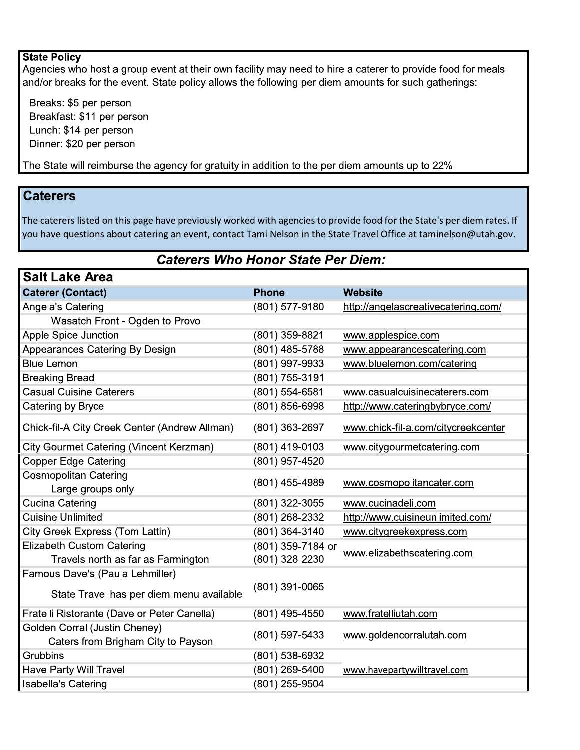## State Policy

Agencies who host a group event at their own facility may need to hire a caterer to provide food for meals and/or breaks for the event. State policy allows the following per diem amounts for such gatherings:

- Breaks: $5 per person
- Breakfast: $11 per person
- Lunch: $14 per person
- Dinner: $20 per person

The State will reimburse the agency for gratuity in addition to the per diem amounts up to 22%

## Caterers

The caterers listed on this page have previously worked with agencies to provide food for the State's per diem rates. If you have questions about catering an event, contact Tami Nelson in the State Travel Office at taminelson@utah.gov.

### *Caterers Who Honor State Per Diem:*

#### Salt Lake Area

| Caterer (Contact) | Phone | Website |
|---|---|---|
| Angela's Catering<br>Wasatch Front - Ogden to Provo | (801) 577-9180 | http://angelascreativecatering.com/ |
| Apple Spice Junction | (801) 359-8821 | www.applespice.com |
| Appearances Catering By Design | (801) 485-5788 | www.appearancescatering.com |
| Blue Lemon | (801) 997-9933 | www.bluelemon.com/catering |
| Breaking Bread | (801) 755-3191 | |
| Casual Cuisine Caterers | (801) 554-6581 | www.casualcuisinecaterers.com |
| Catering by Bryce | (801) 856-6998 | http://www.cateringbybryce.com/ |
| Chick-fil-A City Creek Center (Andrew Allman) | (801) 363-2697 | www.chick-fil-a.com/citycreekcenter |
| City Gourmet Catering (Vincent Kerzman) | (801) 419-0103 | www.citygourmetcatering.com |
| Copper Edge Catering | (801) 957-4520 | |
| Cosmopolitan Catering<br>Large groups only | (801) 455-4989 | www.cosmopolitancater.com |
| Cucina Catering | (801) 322-3055 | www.cucinadeli.com |
| Cuisine Unlimited | (801) 268-2332 | http://www.cuisineunlimited.com/ |
| City Greek Express (Tom Lattin) | (801) 364-3140 | www.citygreekexpress.com |
| Elizabeth Custom Catering<br>Travels north as far as Farmington | (801) 359-7184 or (801) 328-2230 | www.elizabethscatering.com |
| Famous Dave's (Paula Lehmiller)<br>State Travel has per diem menu available | (801) 391-0065 | |
| Fratelli Ristorante (Dave or Peter Canella) | (801) 495-4550 | www.fratelliutah.com |
| Golden Corral (Justin Cheney)<br>Caters from Brigham City to Payson | (801) 597-5433 | www.goldencorralutah.com |
| Grubbins | (801) 538-6932 | |
| Have Party Will Travel | (801) 269-5400 | www.havepartywilltravel.com |
| Isabella's Catering | (801) 255-9504 | |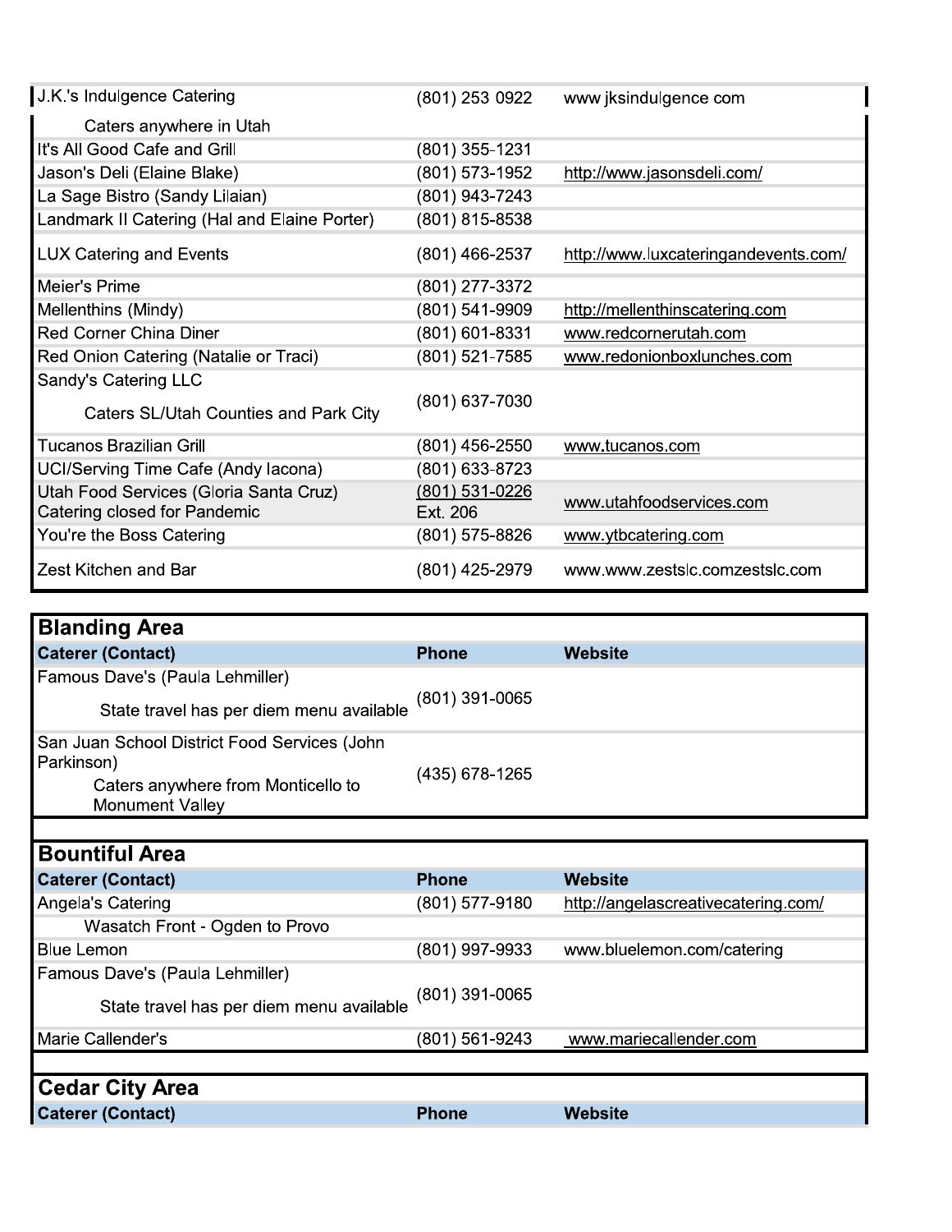| | | |
|---|---|---|
| J.K.'s Indulgence Catering | (801) 253 0922 | www jksindulgence com |
| Caters anywhere in Utah | | |
| It's All Good Cafe and Grill | (801) 355-1231 | |
| Jason's Deli (Elaine Blake) | (801) 573-1952 | http://www.jasonsdeli.com/ |
| La Sage Bistro (Sandy Lilaian) | (801) 943-7243 | |
| Landmark II Catering (Hal and Elaine Porter) | (801) 815-8538 | |
| LUX Catering and Events | (801) 466-2537 | http://www.luxcateringandevents.com/ |
| Meier's Prime | (801) 277-3372 | |
| Mellenthins (Mindy) | (801) 541-9909 | http://mellenthinscatering.com |
| Red Corner China Diner | (801) 601-8331 | www.redcornerutah.com |
| Red Onion Catering (Natalie or Traci) | (801) 521-7585 | www.redonionboxlunches.com |
| Sandy's Catering LLC<br>Caters SL/Utah Counties and Park City | (801) 637-7030 | |
| Tucanos Brazilian Grill | (801) 456-2550 | www.tucanos.com |
| UCI/Serving Time Cafe (Andy Iacona) | (801) 633-8723 | |
| Utah Food Services (Gloria Santa Cruz)<br>Catering closed for Pandemic | (801) 531-0226<br>Ext. 206 | www.utahfoodservices.com |
| You're the Boss Catering | (801) 575-8826 | www.ytbcatering.com |
| Zest Kitchen and Bar | (801) 425-2979 | www.www.zestslc.comzestslc.com |

## Blanding Area

| Caterer (Contact) | Phone | Website |
|---|---|---|
| Famous Dave's (Paula Lehmiller)<br>State travel has per diem menu available | (801) 391-0065 | |
| San Juan School District Food Services (John Parkinson)<br>Caters anywhere from Monticello to Monument Valley | (435) 678-1265 | |

## Bountiful Area

| Caterer (Contact) | Phone | Website |
|---|---|---|
| Angela's Catering | (801) 577-9180 | http://angelascreativecatering.com/ |
| Wasatch Front - Ogden to Provo | | |
| Blue Lemon | (801) 997-9933 | www.bluelemon.com/catering |
| Famous Dave's (Paula Lehmiller)<br>State travel has per diem menu available | (801) 391-0065 | |
| Marie Callender's | (801) 561-9243 | www.mariecallender.com |

## Cedar City Area

| Caterer (Contact) | Phone | Website |
|---|---|---|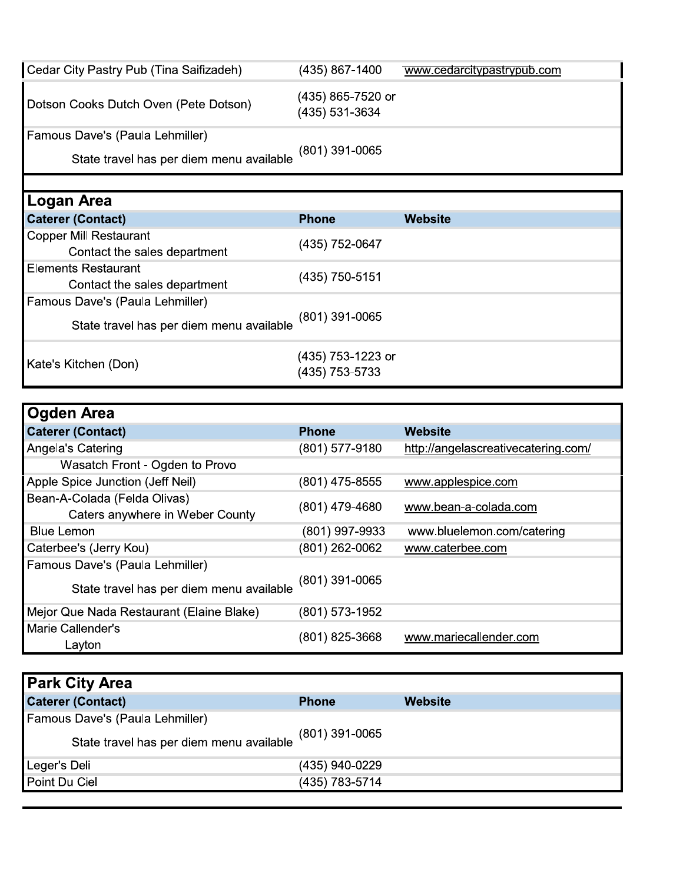| Caterer (Contact) | Phone | Website |
|---|---|---|
| Cedar City Pastry Pub (Tina Saifizadeh) | (435) 867-1400 | www.cedarcitypastrypub.com |
| Dotson Cooks Dutch Oven (Pete Dotson) | (435) 865-7520 or (435) 531-3634 | |
| Famous Dave's (Paula Lehmiller) State travel has per diem menu available | (801) 391-0065 | |

## Logan Area

| Caterer (Contact) | Phone | Website |
|---|---|---|
| Copper Mill Restaurant Contact the sales department | (435) 752-0647 | |
| Elements Restaurant Contact the sales department | (435) 750-5151 | |
| Famous Dave's (Paula Lehmiller) State travel has per diem menu available | (801) 391-0065 | |
| Kate's Kitchen (Don) | (435) 753-1223 or (435) 753-5733 | |

## Ogden Area

| Caterer (Contact) | Phone | Website |
|---|---|---|
| Angela's Catering Wasatch Front - Ogden to Provo | (801) 577-9180 | http://angelascreativecatering.com/ |
| Apple Spice Junction (Jeff Neil) | (801) 475-8555 | www.applespice.com |
| Bean-A-Colada (Felda Olivas) Caters anywhere in Weber County | (801) 479-4680 | www.bean-a-colada.com |
| Blue Lemon | (801) 997-9933 | www.bluelemon.com/catering |
| Caterbee's (Jerry Kou) | (801) 262-0062 | www.caterbee.com |
| Famous Dave's (Paula Lehmiller) State travel has per diem menu available | (801) 391-0065 | |
| Mejor Que Nada Restaurant (Elaine Blake) | (801) 573-1952 | |
| Marie Callender's Layton | (801) 825-3668 | www.mariecallender.com |

## Park City Area

| Caterer (Contact) | Phone | Website |
|---|---|---|
| Famous Dave's (Paula Lehmiller) State travel has per diem menu available | (801) 391-0065 | |
| Leger's Deli | (435) 940-0229 | |
| Point Du Ciel | (435) 783-5714 | |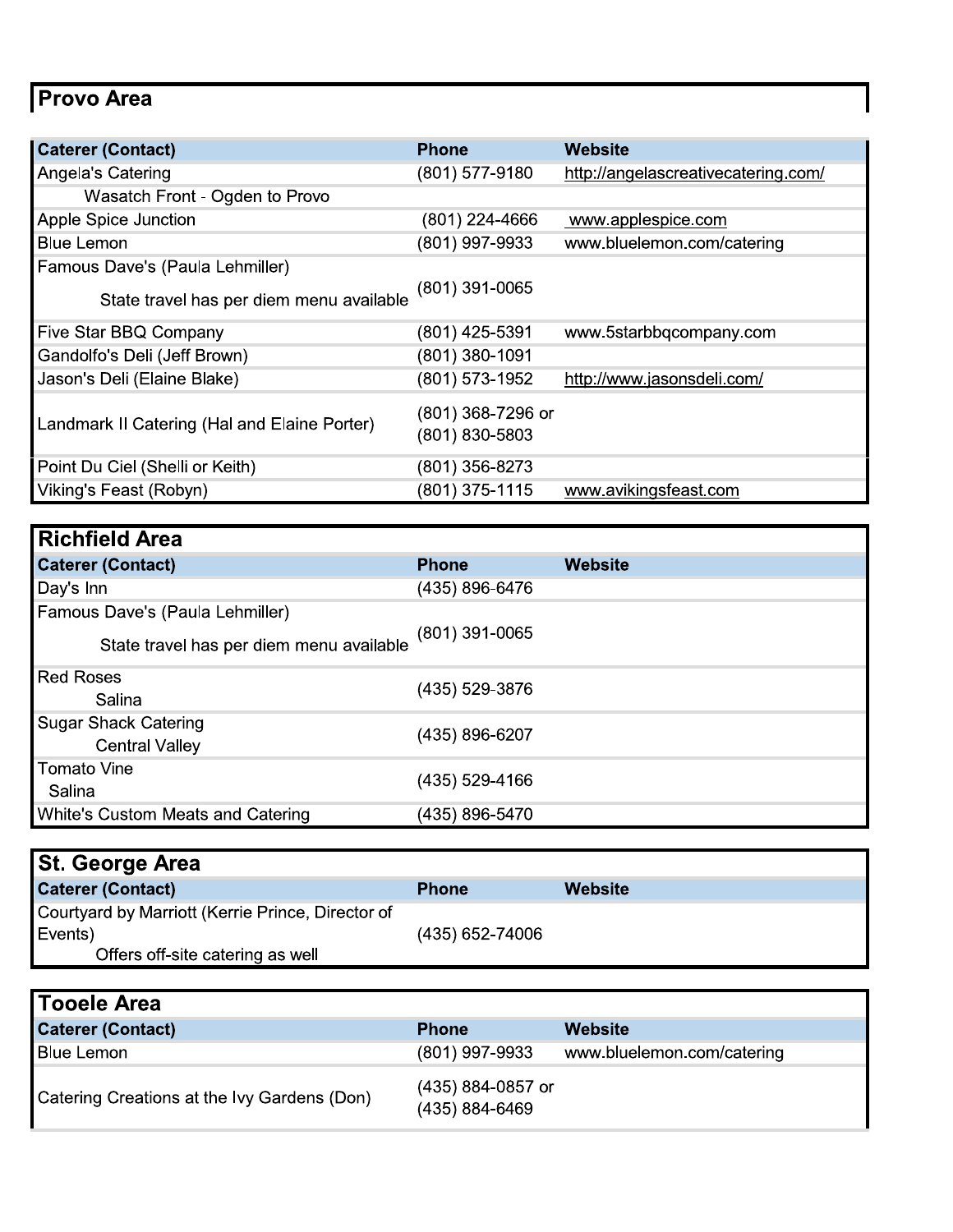## Provo Area

| Caterer (Contact) | Phone | Website |
|---|---|---|
| Angela's Catering | (801) 577-9180 | http://angelascreativecatering.com/ |
| Wasatch Front - Ogden to Provo | | |
| Apple Spice Junction | (801) 224-4666 | www.applespice.com |
| Blue Lemon | (801) 997-9933 | www.bluelemon.com/catering |
| Famous Dave's (Paula Lehmiller)<br>State travel has per diem menu available | (801) 391-0065 | |
| Five Star BBQ Company | (801) 425-5391 | www.5starbbqcompany.com |
| Gandolfo's Deli (Jeff Brown) | (801) 380-1091 | |
| Jason's Deli (Elaine Blake) | (801) 573-1952 | http://www.jasonsdeli.com/ |
| Landmark II Catering (Hal and Elaine Porter) | (801) 368-7296 or<br>(801) 830-5803 | |
| Point Du Ciel (Shelli or Keith) | (801) 356-8273 | |
| Viking's Feast (Robyn) | (801) 375-1115 | www.avikingsfeast.com |

## Richfield Area

| Caterer (Contact) | Phone | Website |
|---|---|---|
| Day's Inn | (435) 896-6476 | |
| Famous Dave's (Paula Lehmiller)<br>State travel has per diem menu available | (801) 391-0065 | |
| Red Roses<br>Salina | (435) 529-3876 | |
| Sugar Shack Catering<br>Central Valley | (435) 896-6207 | |
| Tomato Vine<br>Salina | (435) 529-4166 | |
| White's Custom Meats and Catering | (435) 896-5470 | |

## St. George Area

| Caterer (Contact) | Phone | Website |
|---|---|---|
| Courtyard by Marriott (Kerrie Prince, Director of Events)<br>Offers off-site catering as well | (435) 652-74006 | |

## Tooele Area

| Caterer (Contact) | Phone | Website |
|---|---|---|
| Blue Lemon | (801) 997-9933 | www.bluelemon.com/catering |
| Catering Creations at the Ivy Gardens (Don) | (435) 884-0857 or<br>(435) 884-6469 | |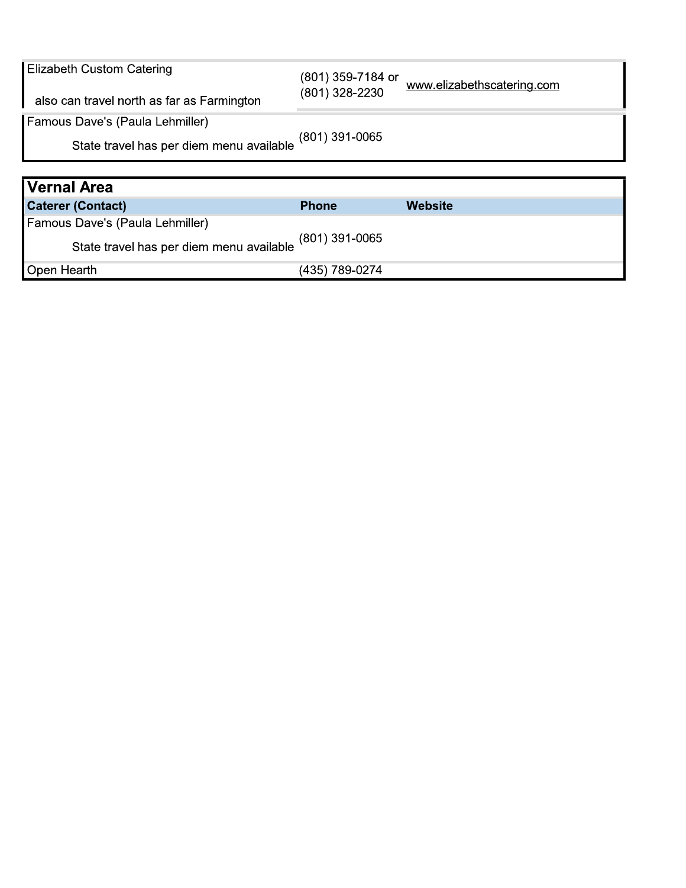| | | |
|---|---|---|
| Elizabeth Custom Catering<br>also can travel north as far as Farmington | (801) 359-7184 or (801) 328-2230 | www.elizabethscatering.com |
| Famous Dave's (Paula Lehmiller)<br>State travel has per diem menu available | (801) 391-0065 | |

## Vernal Area

| Caterer (Contact) | Phone | Website |
|---|---|---|
| Famous Dave's (Paula Lehmiller)<br>State travel has per diem menu available | (801) 391-0065 | |
| Open Hearth | (435) 789-0274 | |